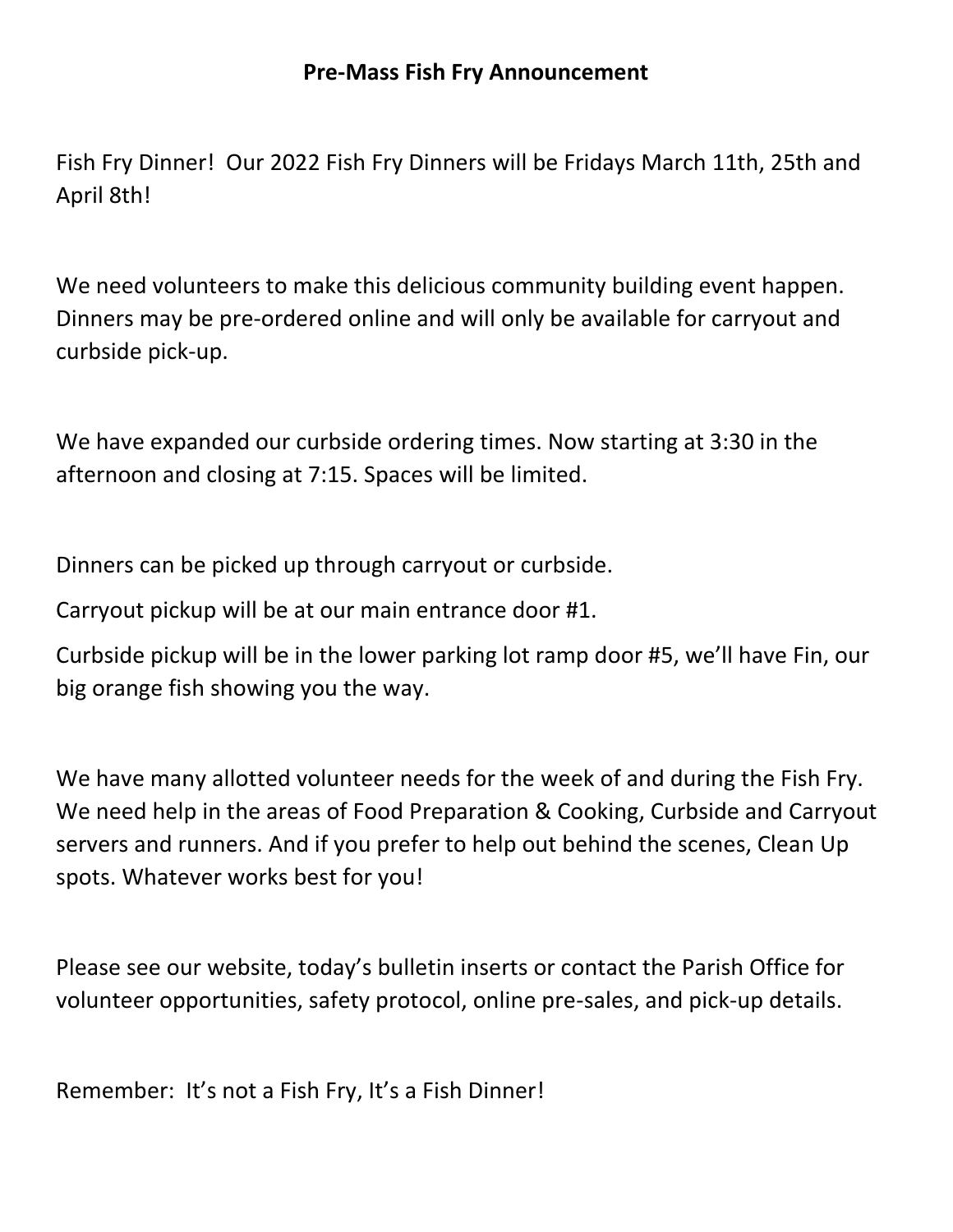# Pre-Mass Fish Fry Announcement

Fish Fry Dinner! Our 2022 Fish Fry Dinners will be Fridays March 11th, 25th and April 8th!

We need volunteers to make this delicious community building event happen. Dinners may be pre-ordered online and will only be available for carryout and curbside pick-up.

We have expanded our curbside ordering times. Now starting at 3:30 in the afternoon and closing at 7:15. Spaces will be limited.

Dinners can be picked up through carryout or curbside.

Carryout pickup will be at our main entrance door #1.

Curbside pickup will be in the lower parking lot ramp door #5, we'll have Fin, our big orange fish showing you the way.

We have many allotted volunteer needs for the week of and during the Fish Fry. We need help in the areas of Food Preparation & Cooking, Curbside and Carryout servers and runners. And if you prefer to help out behind the scenes, Clean Up spots. Whatever works best for you!

Please see our website, today's bulletin inserts or contact the Parish Office for volunteer opportunities, safety protocol, online pre-sales, and pick-up details.

Remember: It's not a Fish Fry, It's a Fish Dinner!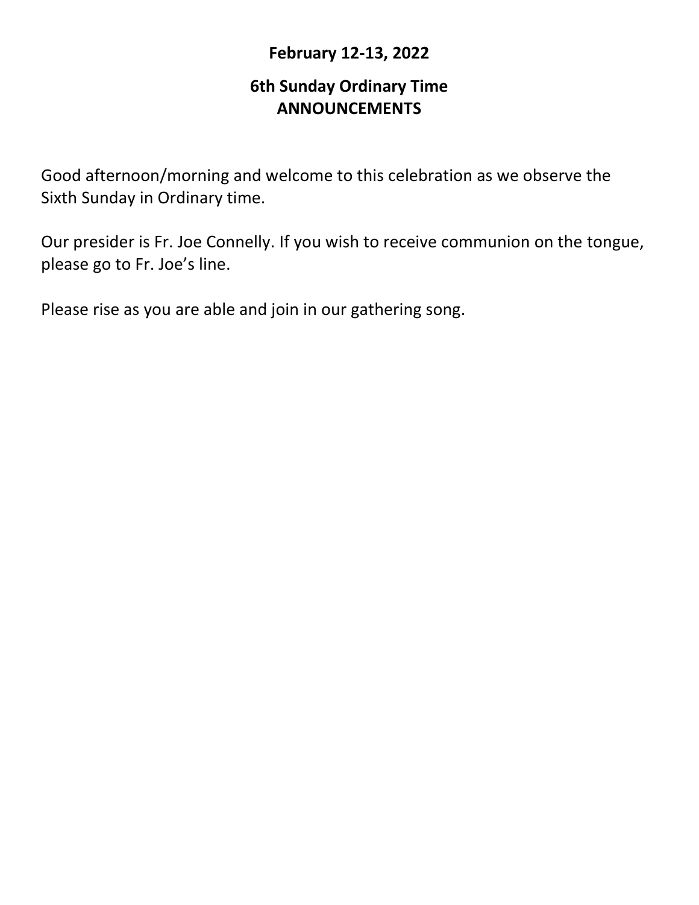**February 12-13, 2022**

**6th Sunday Ordinary Time**
**ANNOUNCEMENTS**

Good afternoon/morning and welcome to this celebration as we observe the Sixth Sunday in Ordinary time.

Our presider is Fr. Joe Connelly. If you wish to receive communion on the tongue, please go to Fr. Joe's line.

Please rise as you are able and join in our gathering song.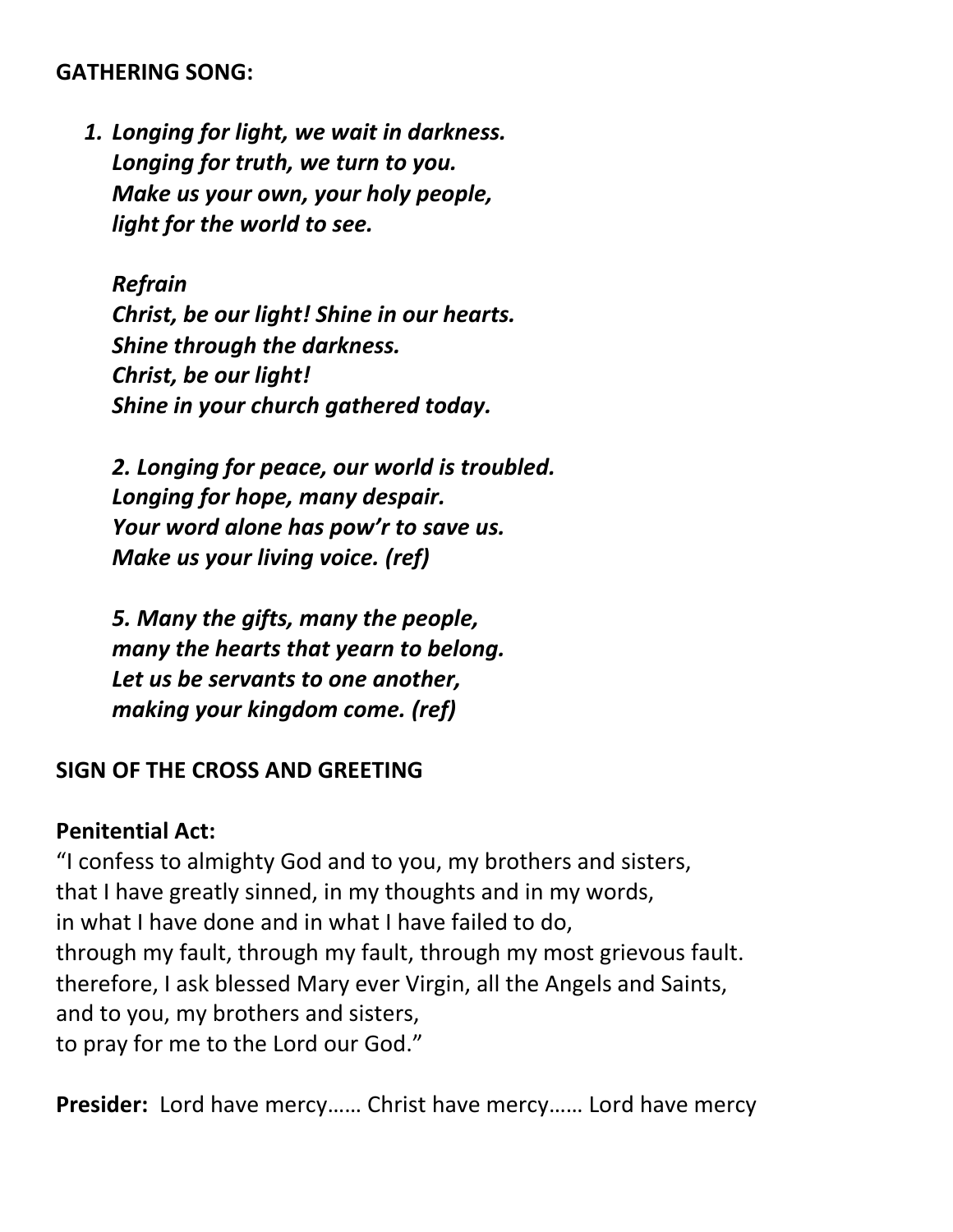**GATHERING SONG:**

1. ***Longing for light, we wait in darkness.***
   ***Longing for truth, we turn to you.***
   ***Make us your own, your holy people,***
   ***light for the world to see.***

   ***Refrain***
   ***Christ, be our light! Shine in our hearts.***
   ***Shine through the darkness.***
   ***Christ, be our light!***
   ***Shine in your church gathered today.***

   ***2. Longing for peace, our world is troubled.***
   ***Longing for hope, many despair.***
   ***Your word alone has pow'r to save us.***
   ***Make us your living voice. (ref)***

   ***5. Many the gifts, many the people,***
   ***many the hearts that yearn to belong.***
   ***Let us be servants to one another,***
   ***making your kingdom come. (ref)***

**SIGN OF THE CROSS AND GREETING**

**Penitential Act:**

"I confess to almighty God and to you, my brothers and sisters,
that I have greatly sinned, in my thoughts and in my words,
in what I have done and in what I have failed to do,
through my fault, through my fault, through my most grievous fault.
therefore, I ask blessed Mary ever Virgin, all the Angels and Saints,
and to you, my brothers and sisters,
to pray for me to the Lord our God."

**Presider:** Lord have mercy…… Christ have mercy…… Lord have mercy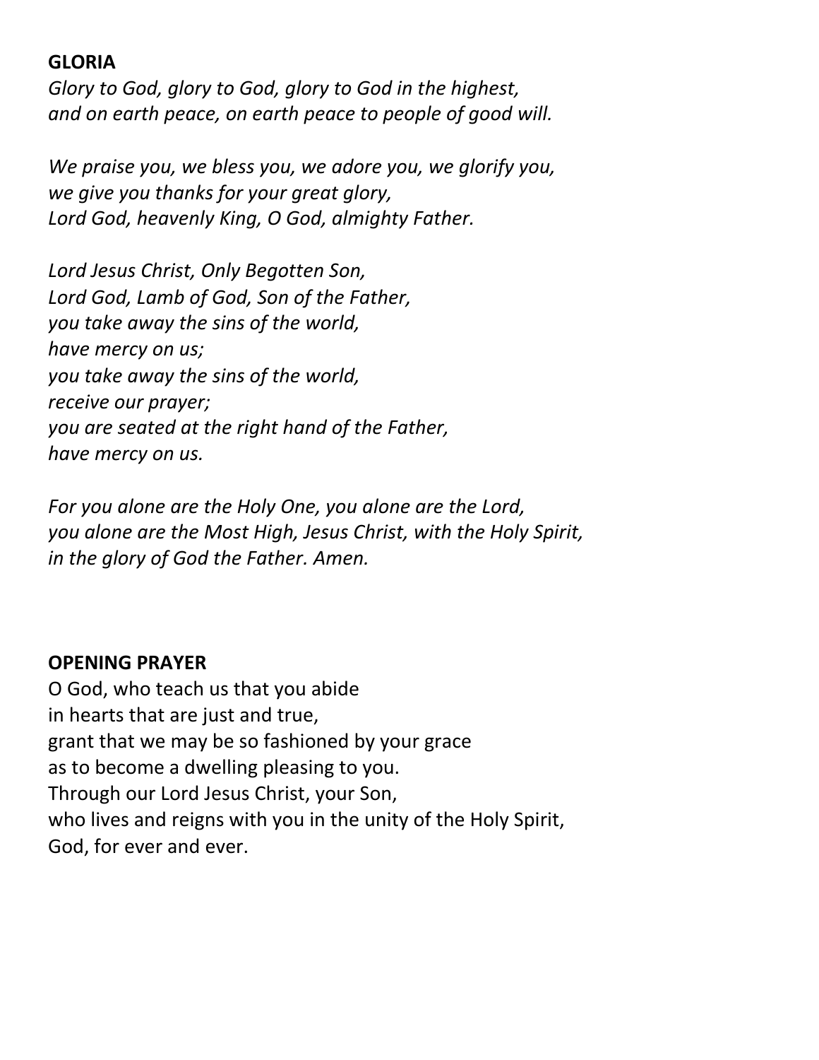**GLORIA**

*Glory to God, glory to God, glory to God in the highest,*
*and on earth peace, on earth peace to people of good will.*

*We praise you, we bless you, we adore you, we glorify you,*
*we give you thanks for your great glory,*
*Lord God, heavenly King, O God, almighty Father.*

*Lord Jesus Christ, Only Begotten Son,*
*Lord God, Lamb of God, Son of the Father,*
*you take away the sins of the world,*
*have mercy on us;*
*you take away the sins of the world,*
*receive our prayer;*
*you are seated at the right hand of the Father,*
*have mercy on us.*

*For you alone are the Holy One, you alone are the Lord,*
*you alone are the Most High, Jesus Christ, with the Holy Spirit,*
*in the glory of God the Father. Amen.*

**OPENING PRAYER**

O God, who teach us that you abide
in hearts that are just and true,
grant that we may be so fashioned by your grace
as to become a dwelling pleasing to you.
Through our Lord Jesus Christ, your Son,
who lives and reigns with you in the unity of the Holy Spirit,
God, for ever and ever.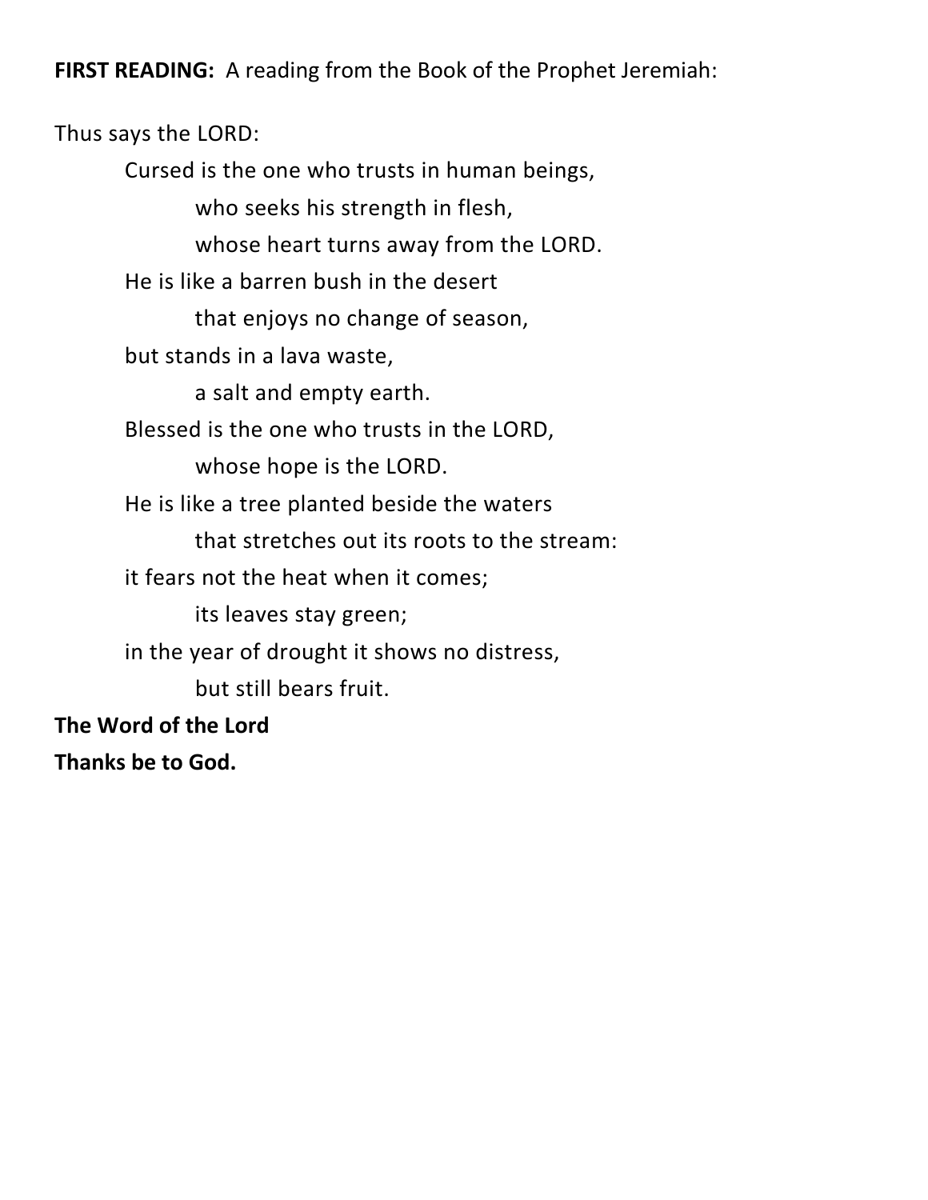**FIRST READING:** A reading from the Book of the Prophet Jeremiah:

Thus says the LORD:

Cursed is the one who trusts in human beings,  
who seeks his strength in flesh,  
whose heart turns away from the LORD.  
He is like a barren bush in the desert  
that enjoys no change of season,  
but stands in a lava waste,  
a salt and empty earth.  
Blessed is the one who trusts in the LORD,  
whose hope is the LORD.  
He is like a tree planted beside the waters  
that stretches out its roots to the stream:  
it fears not the heat when it comes;  
its leaves stay green;  
in the year of drought it shows no distress,  
but still bears fruit.

**The Word of the Lord**  
**Thanks be to God.**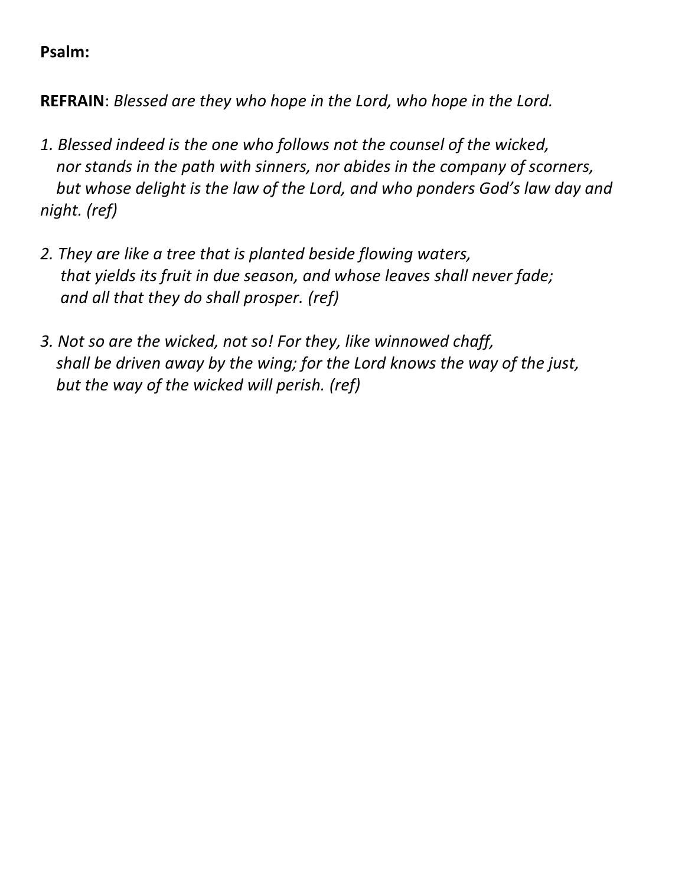**Psalm:**

**REFRAIN**: *Blessed are they who hope in the Lord, who hope in the Lord.*

*1. Blessed indeed is the one who follows not the counsel of the wicked,*
*nor stands in the path with sinners, nor abides in the company of scorners,*
*but whose delight is the law of the Lord, and who ponders God's law day and night. (ref)*

*2. They are like a tree that is planted beside flowing waters,*
*that yields its fruit in due season, and whose leaves shall never fade;*
*and all that they do shall prosper. (ref)*

*3. Not so are the wicked, not so! For they, like winnowed chaff,*
*shall be driven away by the wing; for the Lord knows the way of the just,*
*but the way of the wicked will perish. (ref)*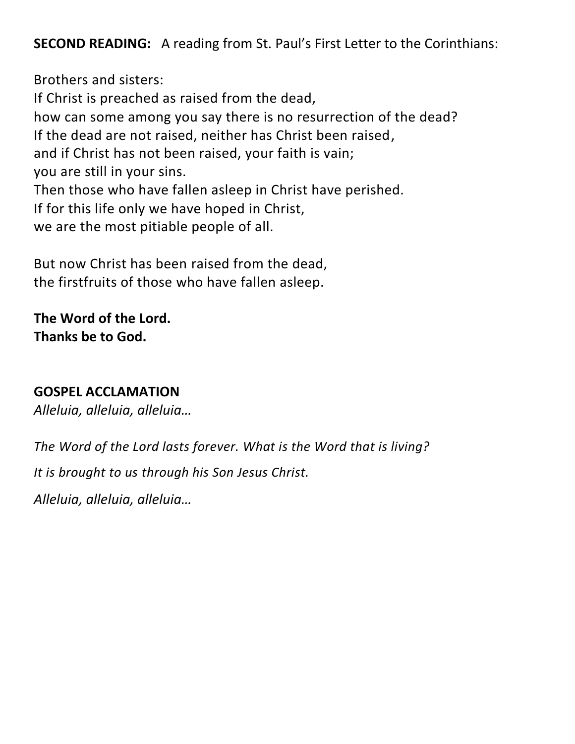**SECOND READING:** A reading from St. Paul's First Letter to the Corinthians:

Brothers and sisters:  
If Christ is preached as raised from the dead,  
how can some among you say there is no resurrection of the dead?  
If the dead are not raised, neither has Christ been raised,  
and if Christ has not been raised, your faith is vain;  
you are still in your sins.  
Then those who have fallen asleep in Christ have perished.  
If for this life only we have hoped in Christ,  
we are the most pitiable people of all.

But now Christ has been raised from the dead,  
the firstfruits of those who have fallen asleep.

**The Word of the Lord.**  
**Thanks be to God.**

**GOSPEL ACCLAMATION**

*Alleluia, alleluia, alleluia…*

*The Word of the Lord lasts forever. What is the Word that is living?*

*It is brought to us through his Son Jesus Christ.*

*Alleluia, alleluia, alleluia…*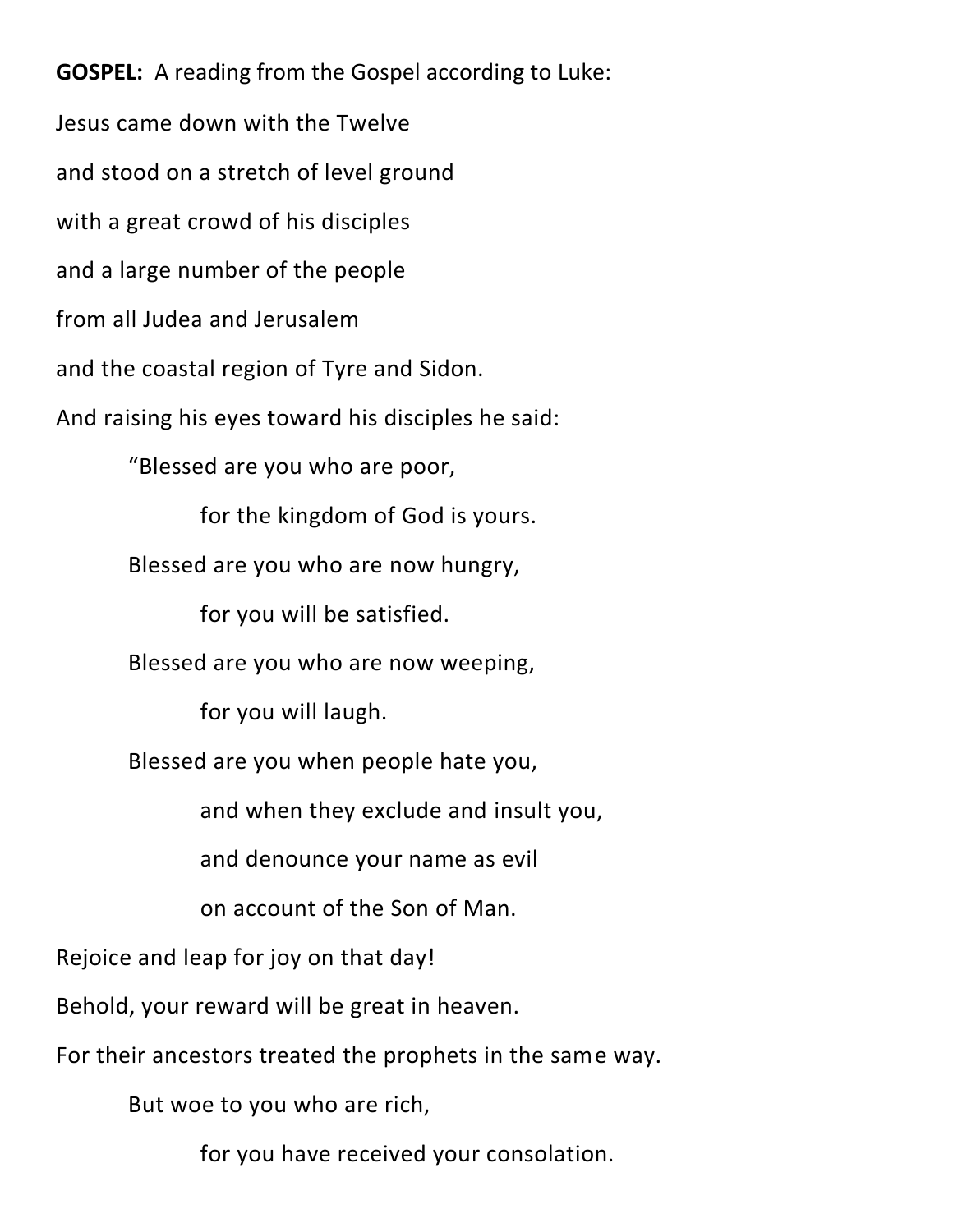**GOSPEL:** A reading from the Gospel according to Luke:

Jesus came down with the Twelve

and stood on a stretch of level ground

with a great crowd of his disciples

and a large number of the people

from all Judea and Jerusalem

and the coastal region of Tyre and Sidon.

And raising his eyes toward his disciples he said:

> "Blessed are you who are poor,
>
> > for the kingdom of God is yours.
>
> Blessed are you who are now hungry,
>
> > for you will be satisfied.
>
> Blessed are you who are now weeping,
>
> > for you will laugh.
>
> Blessed are you when people hate you,
>
> > and when they exclude and insult you,
> >
> > and denounce your name as evil
> >
> > on account of the Son of Man.

Rejoice and leap for joy on that day!

Behold, your reward will be great in heaven.

For their ancestors treated the prophets in the same way.

> But woe to you who are rich,
>
> > for you have received your consolation.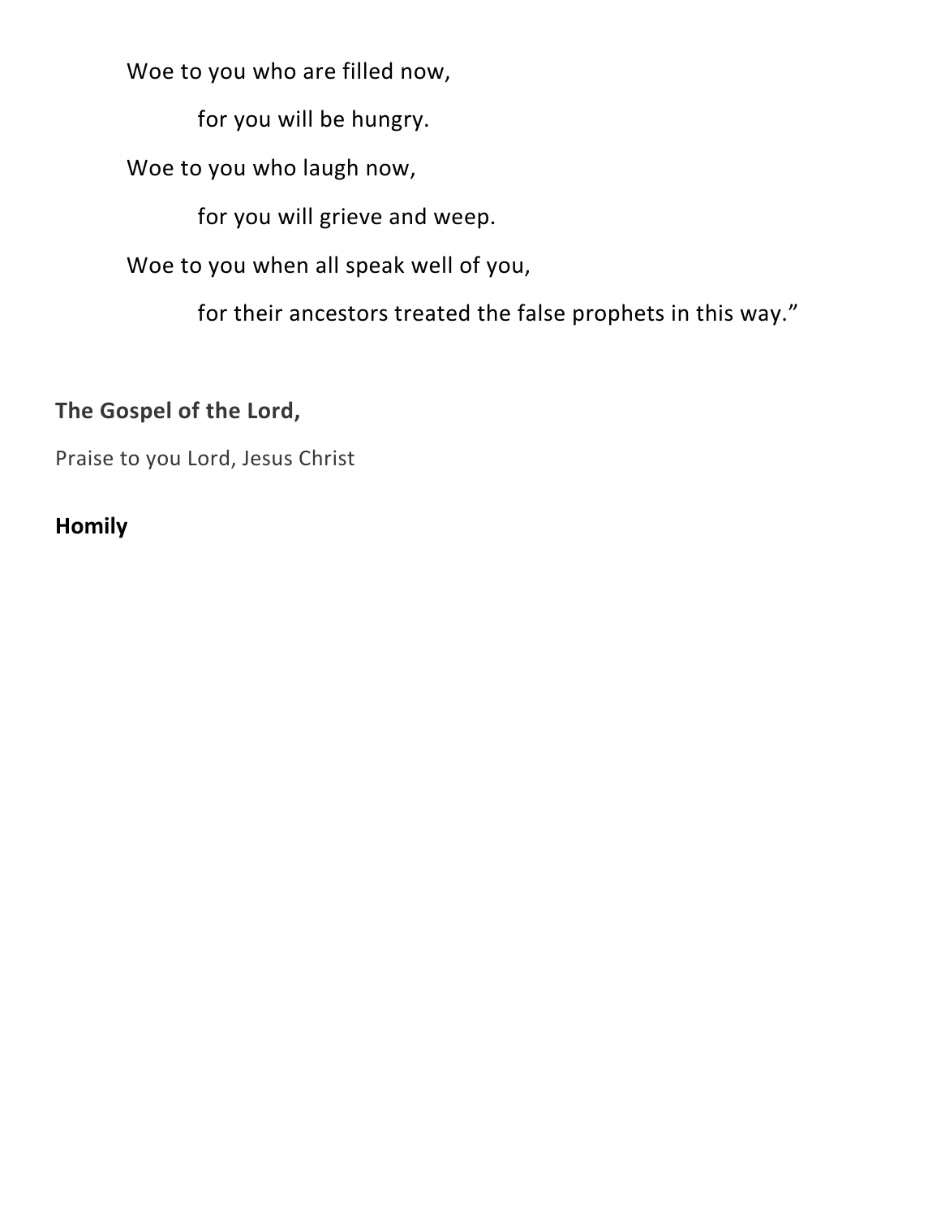Woe to you who are filled now,

for you will be hungry.

Woe to you who laugh now,

for you will grieve and weep.

Woe to you when all speak well of you,

for their ancestors treated the false prophets in this way."

**The Gospel of the Lord,**

Praise to you Lord, Jesus Christ

**Homily**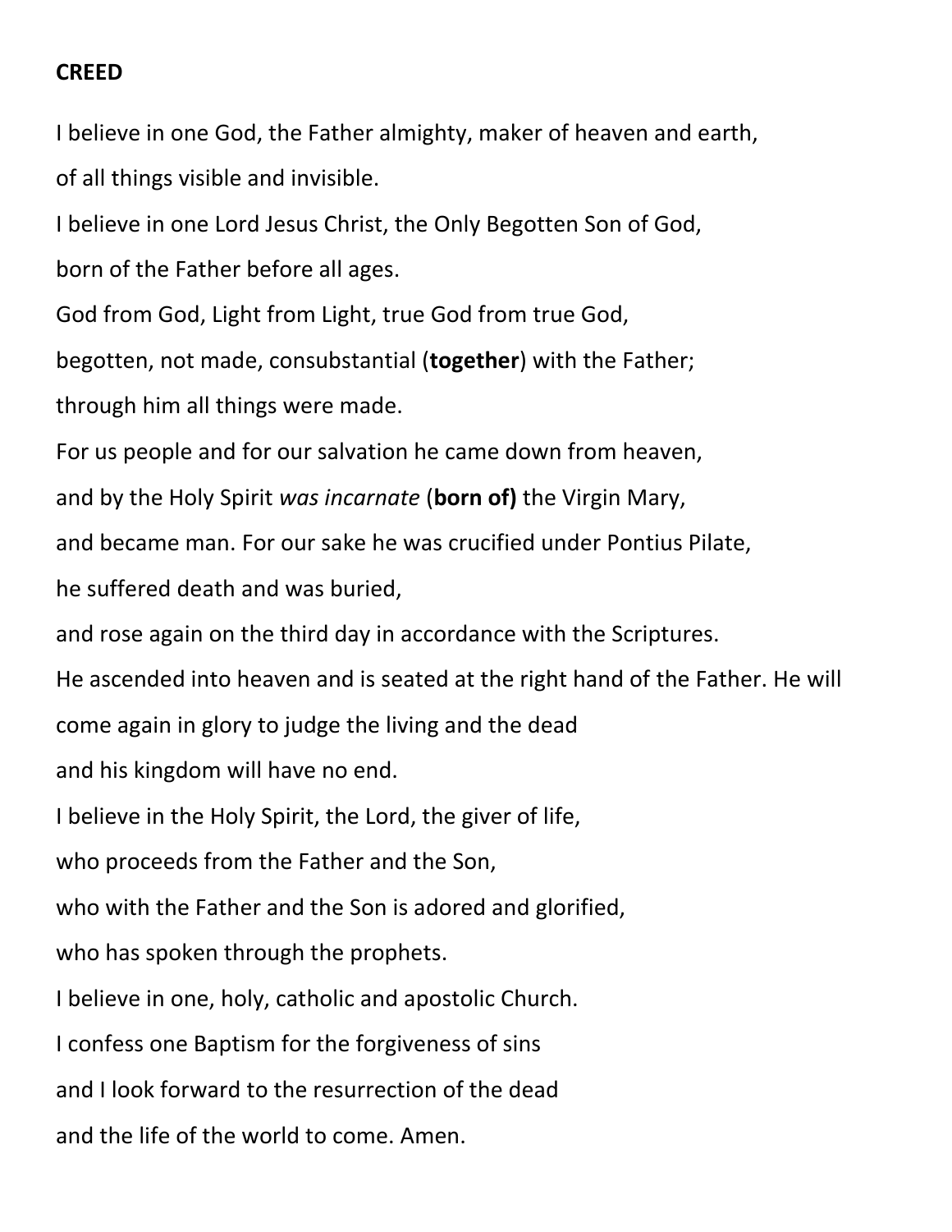**CREED**

I believe in one God, the Father almighty, maker of heaven and earth,
of all things visible and invisible.
I believe in one Lord Jesus Christ, the Only Begotten Son of God,
born of the Father before all ages.
God from God, Light from Light, true God from true God,
begotten, not made, consubstantial (**together**) with the Father;
through him all things were made.
For us people and for our salvation he came down from heaven,
and by the Holy Spirit *was incarnate* (**born of)** the Virgin Mary,
and became man. For our sake he was crucified under Pontius Pilate,
he suffered death and was buried,
and rose again on the third day in accordance with the Scriptures.
He ascended into heaven and is seated at the right hand of the Father. He will
come again in glory to judge the living and the dead
and his kingdom will have no end.
I believe in the Holy Spirit, the Lord, the giver of life,
who proceeds from the Father and the Son,
who with the Father and the Son is adored and glorified,
who has spoken through the prophets.
I believe in one, holy, catholic and apostolic Church.
I confess one Baptism for the forgiveness of sins
and I look forward to the resurrection of the dead
and the life of the world to come. Amen.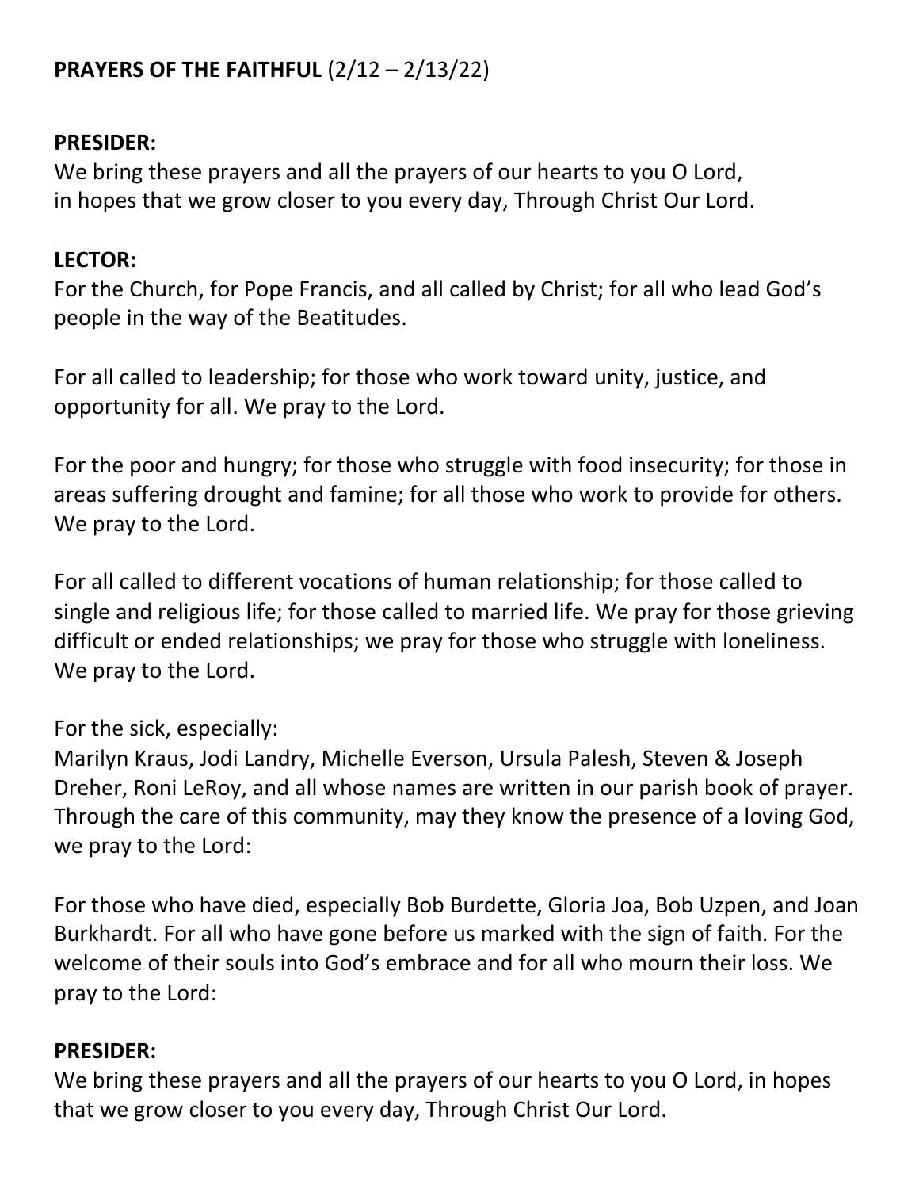**PRAYERS OF THE FAITHFUL** (2/12 – 2/13/22)

**PRESIDER:**
We bring these prayers and all the prayers of our hearts to you O Lord, in hopes that we grow closer to you every day, Through Christ Our Lord.

**LECTOR:**
For the Church, for Pope Francis, and all called by Christ; for all who lead God's people in the way of the Beatitudes.

For all called to leadership; for those who work toward unity, justice, and opportunity for all. We pray to the Lord.

For the poor and hungry; for those who struggle with food insecurity; for those in areas suffering drought and famine; for all those who work to provide for others. We pray to the Lord.

For all called to different vocations of human relationship; for those called to single and religious life; for those called to married life. We pray for those grieving difficult or ended relationships; we pray for those who struggle with loneliness. We pray to the Lord.

For the sick, especially:
Marilyn Kraus, Jodi Landry, Michelle Everson, Ursula Palesh, Steven & Joseph Dreher, Roni LeRoy, and all whose names are written in our parish book of prayer. Through the care of this community, may they know the presence of a loving God, we pray to the Lord:

For those who have died, especially Bob Burdette, Gloria Joa, Bob Uzpen, and Joan Burkhardt. For all who have gone before us marked with the sign of faith. For the welcome of their souls into God's embrace and for all who mourn their loss. We pray to the Lord:

**PRESIDER:**
We bring these prayers and all the prayers of our hearts to you O Lord, in hopes that we grow closer to you every day, Through Christ Our Lord.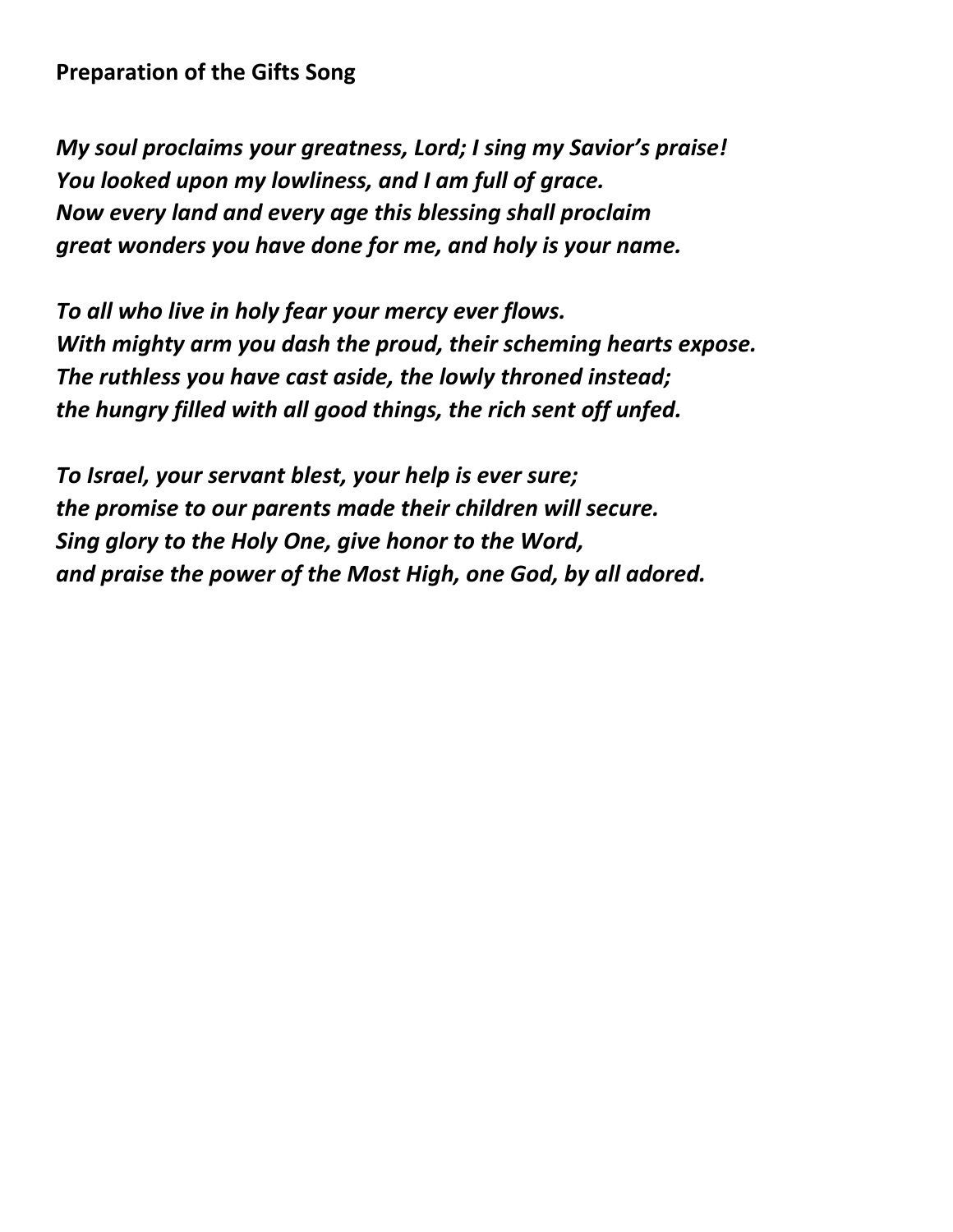**Preparation of the Gifts Song**

***My soul proclaims your greatness, Lord; I sing my Savior's praise!***
***You looked upon my lowliness, and I am full of grace.***
***Now every land and every age this blessing shall proclaim***
***great wonders you have done for me, and holy is your name.***

***To all who live in holy fear your mercy ever flows.***
***With mighty arm you dash the proud, their scheming hearts expose.***
***The ruthless you have cast aside, the lowly throned instead;***
***the hungry filled with all good things, the rich sent off unfed.***

***To Israel, your servant blest, your help is ever sure;***
***the promise to our parents made their children will secure.***
***Sing glory to the Holy One, give honor to the Word,***
***and praise the power of the Most High, one God, by all adored.***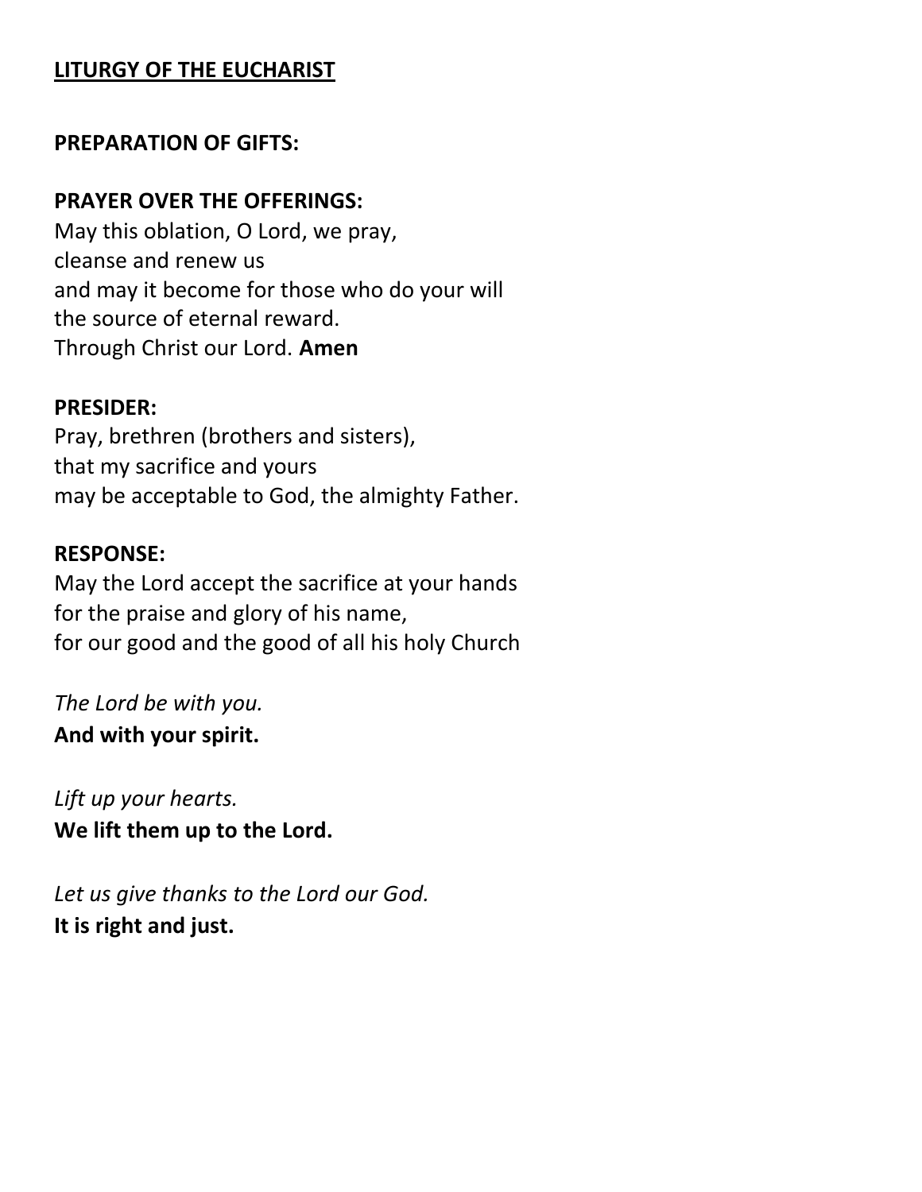## **LITURGY OF THE EUCHARIST**

**PREPARATION OF GIFTS:**

**PRAYER OVER THE OFFERINGS:**
May this oblation, O Lord, we pray,
cleanse and renew us
and may it become for those who do your will
the source of eternal reward.
Through Christ our Lord. **Amen**

**PRESIDER:**
Pray, brethren (brothers and sisters),
that my sacrifice and yours
may be acceptable to God, the almighty Father.

**RESPONSE:**
May the Lord accept the sacrifice at your hands
for the praise and glory of his name,
for our good and the good of all his holy Church

*The Lord be with you.*
**And with your spirit.**

*Lift up your hearts.*
**We lift them up to the Lord.**

*Let us give thanks to the Lord our God.*
**It is right and just.**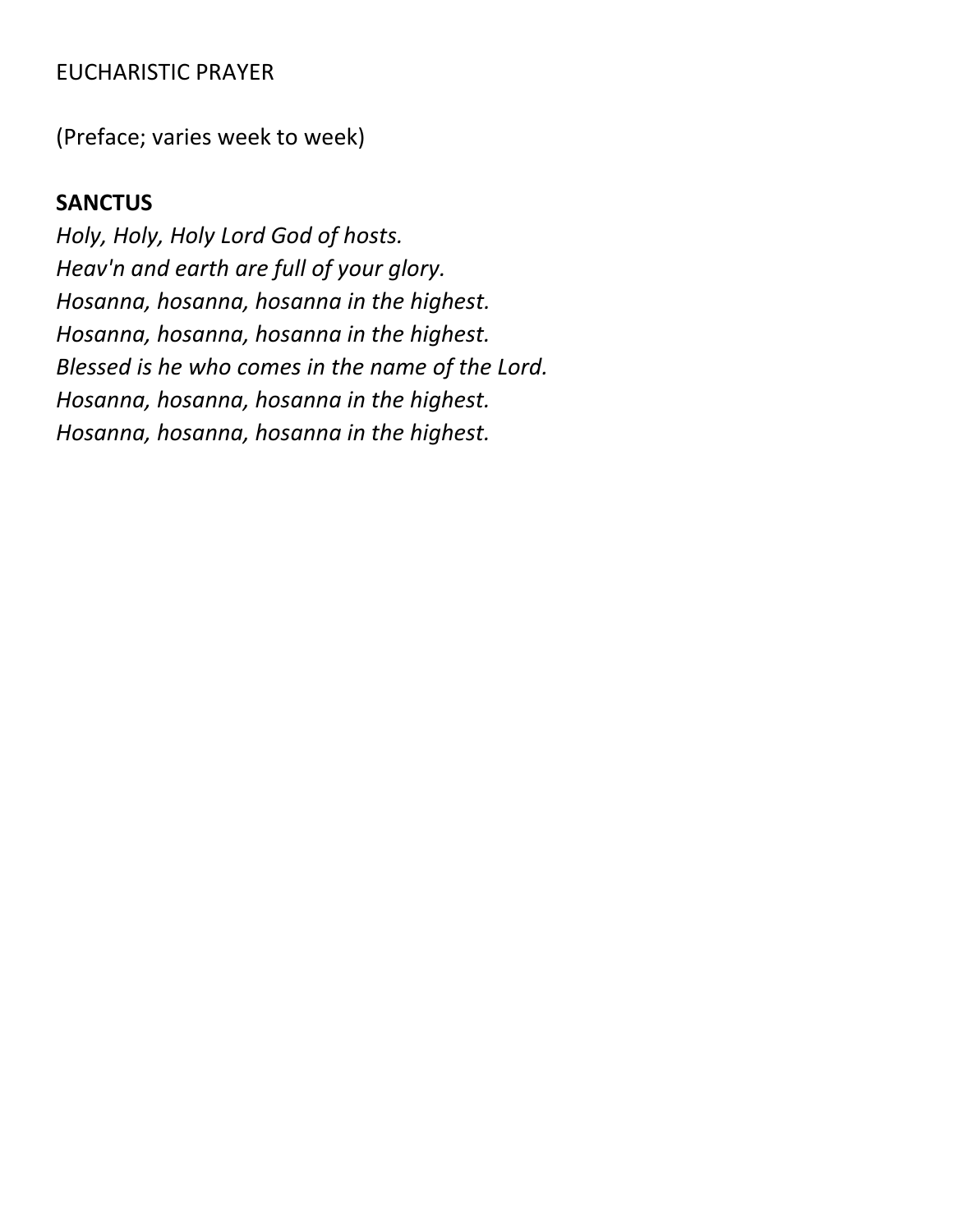EUCHARISTIC PRAYER

(Preface; varies week to week)

**SANCTUS**

*Holy, Holy, Holy Lord God of hosts.*
*Heav'n and earth are full of your glory.*
*Hosanna, hosanna, hosanna in the highest.*
*Hosanna, hosanna, hosanna in the highest.*
*Blessed is he who comes in the name of the Lord.*
*Hosanna, hosanna, hosanna in the highest.*
*Hosanna, hosanna, hosanna in the highest.*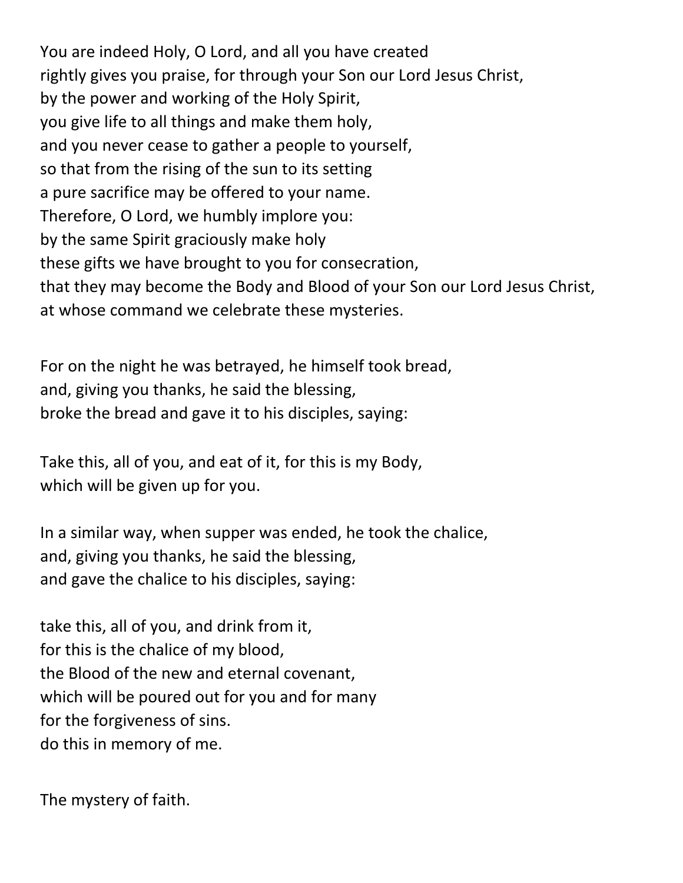You are indeed Holy, O Lord, and all you have created
rightly gives you praise, for through your Son our Lord Jesus Christ,
by the power and working of the Holy Spirit,
you give life to all things and make them holy,
and you never cease to gather a people to yourself,
so that from the rising of the sun to its setting
a pure sacrifice may be offered to your name.
Therefore, O Lord, we humbly implore you:
by the same Spirit graciously make holy
these gifts we have brought to you for consecration,
that they may become the Body and Blood of your Son our Lord Jesus Christ,
at whose command we celebrate these mysteries.

For on the night he was betrayed, he himself took bread,
and, giving you thanks, he said the blessing,
broke the bread and gave it to his disciples, saying:

Take this, all of you, and eat of it, for this is my Body,
which will be given up for you.

In a similar way, when supper was ended, he took the chalice,
and, giving you thanks, he said the blessing,
and gave the chalice to his disciples, saying:

take this, all of you, and drink from it,
for this is the chalice of my blood,
the Blood of the new and eternal covenant,
which will be poured out for you and for many
for the forgiveness of sins.
do this in memory of me.

The mystery of faith.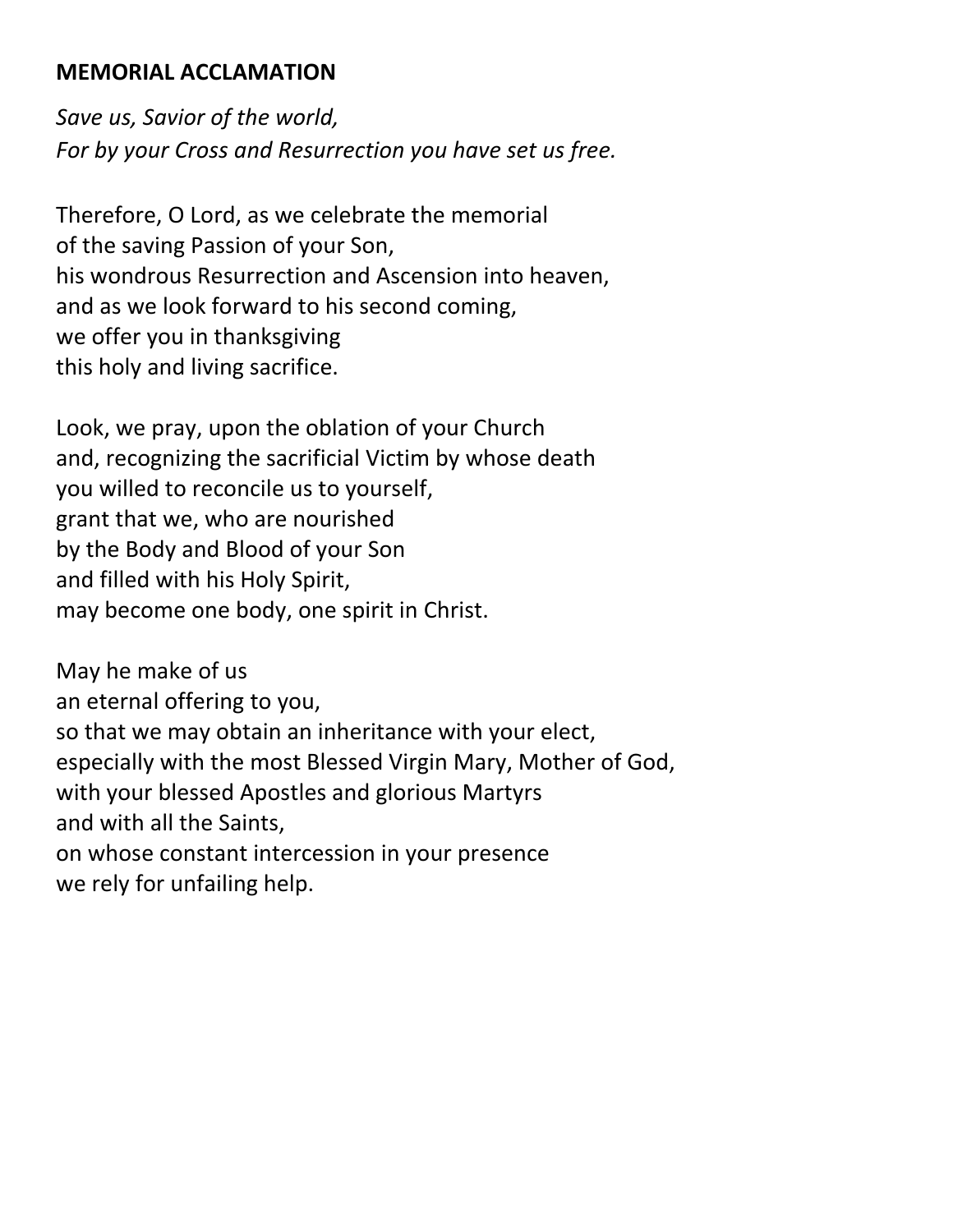**MEMORIAL ACCLAMATION**

*Save us, Savior of the world,*
*For by your Cross and Resurrection you have set us free.*

Therefore, O Lord, as we celebrate the memorial
of the saving Passion of your Son,
his wondrous Resurrection and Ascension into heaven,
and as we look forward to his second coming,
we offer you in thanksgiving
this holy and living sacrifice.

Look, we pray, upon the oblation of your Church
and, recognizing the sacrificial Victim by whose death
you willed to reconcile us to yourself,
grant that we, who are nourished
by the Body and Blood of your Son
and filled with his Holy Spirit,
may become one body, one spirit in Christ.

May he make of us
an eternal offering to you,
so that we may obtain an inheritance with your elect,
especially with the most Blessed Virgin Mary, Mother of God,
with your blessed Apostles and glorious Martyrs
and with all the Saints,
on whose constant intercession in your presence
we rely for unfailing help.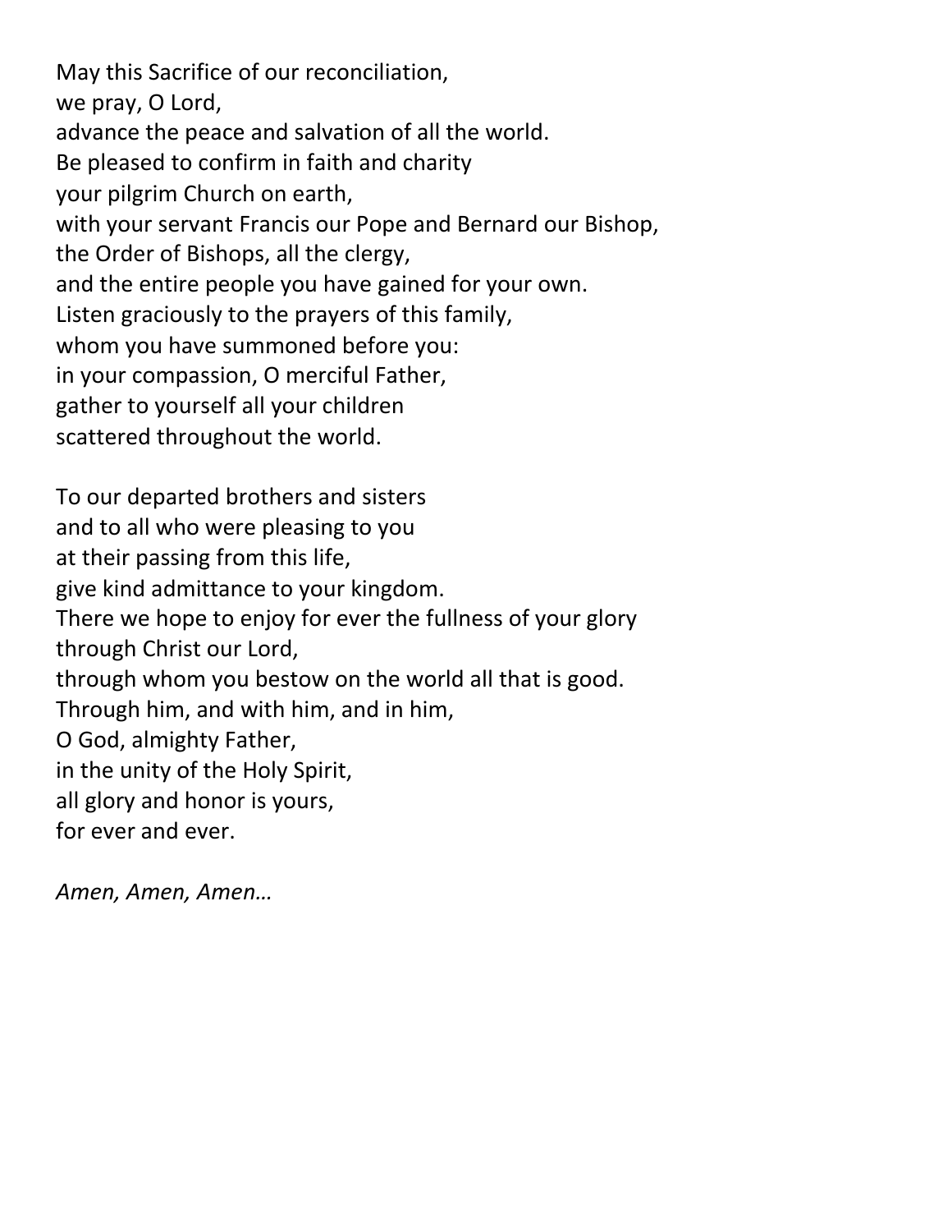May this Sacrifice of our reconciliation,
we pray, O Lord,
advance the peace and salvation of all the world.
Be pleased to confirm in faith and charity
your pilgrim Church on earth,
with your servant Francis our Pope and Bernard our Bishop,
the Order of Bishops, all the clergy,
and the entire people you have gained for your own.
Listen graciously to the prayers of this family,
whom you have summoned before you:
in your compassion, O merciful Father,
gather to yourself all your children
scattered throughout the world.

To our departed brothers and sisters
and to all who were pleasing to you
at their passing from this life,
give kind admittance to your kingdom.
There we hope to enjoy for ever the fullness of your glory
through Christ our Lord,
through whom you bestow on the world all that is good.
Through him, and with him, and in him,
O God, almighty Father,
in the unity of the Holy Spirit,
all glory and honor is yours,
for ever and ever.

*Amen, Amen, Amen…*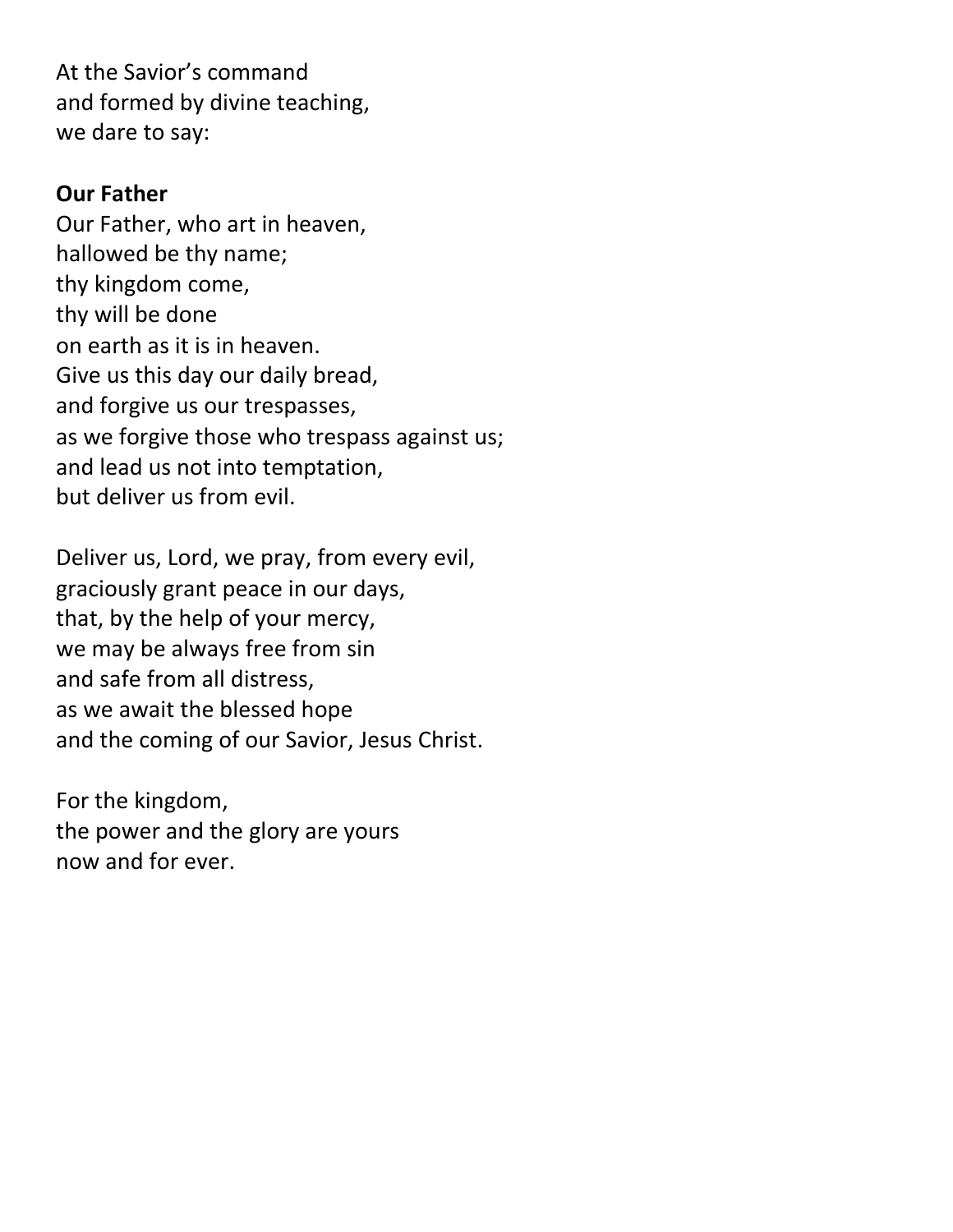At the Savior's command  
and formed by divine teaching,  
we dare to say:

**Our Father**

Our Father, who art in heaven,  
hallowed be thy name;  
thy kingdom come,  
thy will be done  
on earth as it is in heaven.  
Give us this day our daily bread,  
and forgive us our trespasses,  
as we forgive those who trespass against us;  
and lead us not into temptation,  
but deliver us from evil.

Deliver us, Lord, we pray, from every evil,  
graciously grant peace in our days,  
that, by the help of your mercy,  
we may be always free from sin  
and safe from all distress,  
as we await the blessed hope  
and the coming of our Savior, Jesus Christ.

For the kingdom,  
the power and the glory are yours  
now and for ever.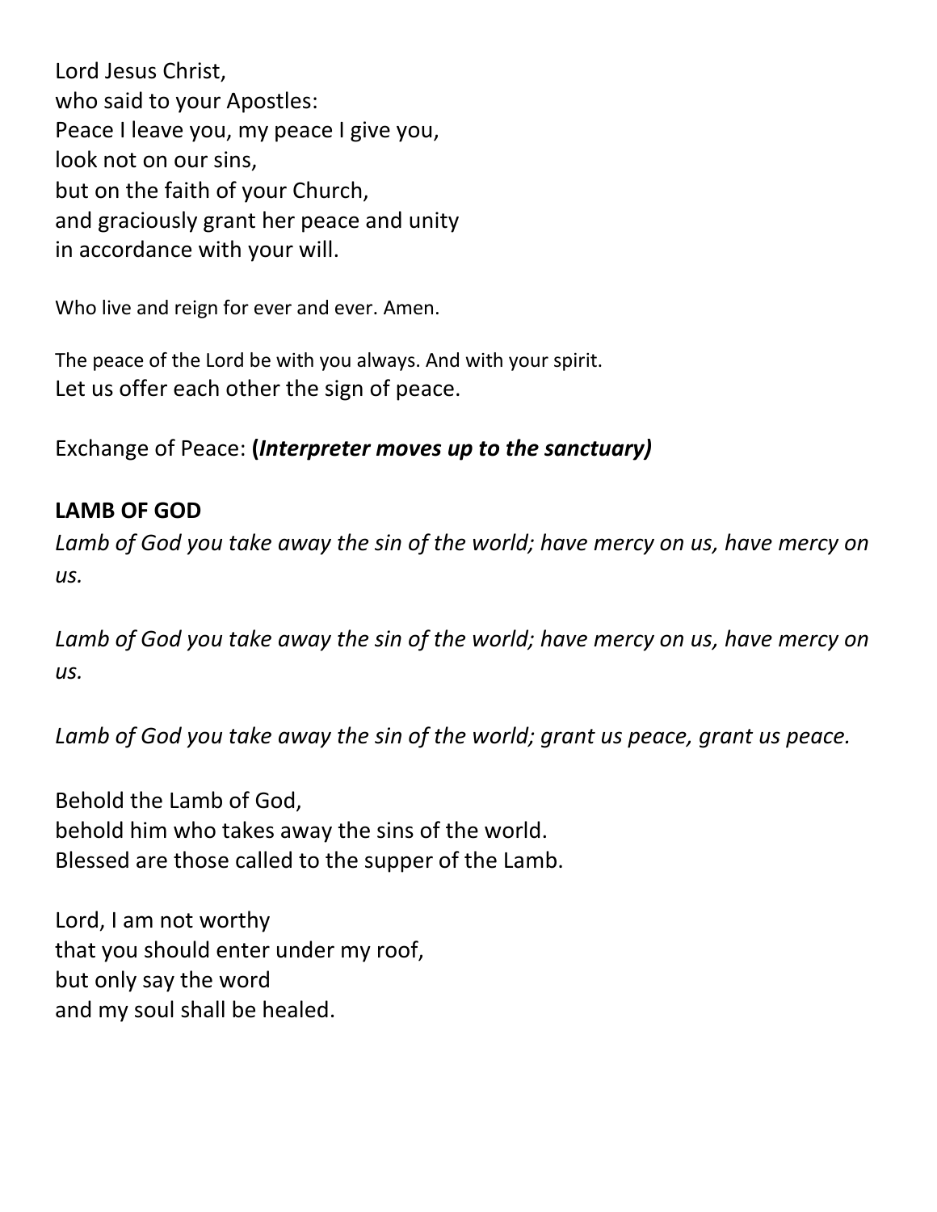Lord Jesus Christ,
who said to your Apostles:
Peace I leave you, my peace I give you,
look not on our sins,
but on the faith of your Church,
and graciously grant her peace and unity
in accordance with your will.

Who live and reign for ever and ever. Amen.

The peace of the Lord be with you always. And with your spirit.
Let us offer each other the sign of peace.

Exchange of Peace: **(*Interpreter moves up to the sanctuary)***

**LAMB OF GOD**

*Lamb of God you take away the sin of the world; have mercy on us, have mercy on us.*

*Lamb of God you take away the sin of the world; have mercy on us, have mercy on us.*

*Lamb of God you take away the sin of the world; grant us peace, grant us peace.*

Behold the Lamb of God,
behold him who takes away the sins of the world.
Blessed are those called to the supper of the Lamb.

Lord, I am not worthy
that you should enter under my roof,
but only say the word
and my soul shall be healed.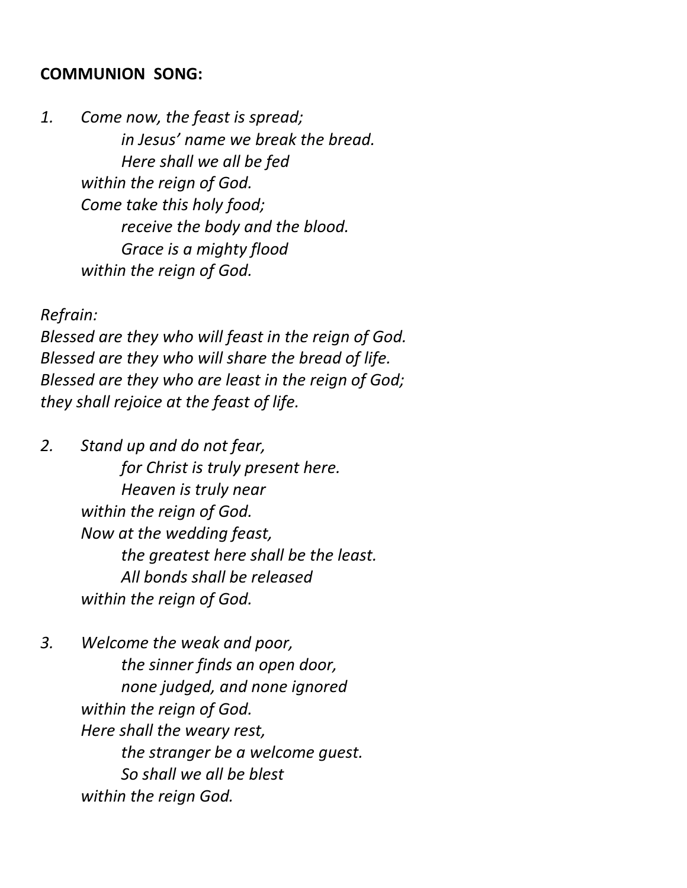**COMMUNION SONG:**

1. *Come now, the feast is spread;*
   *in Jesus' name we break the bread.*
   *Here shall we all be fed*
   *within the reign of God.*
   *Come take this holy food;*
   *receive the body and the blood.*
   *Grace is a mighty flood*
   *within the reign of God.*

*Refrain:*
*Blessed are they who will feast in the reign of God.*
*Blessed are they who will share the bread of life.*
*Blessed are they who are least in the reign of God;*
*they shall rejoice at the feast of life.*

2. *Stand up and do not fear,*
   *for Christ is truly present here.*
   *Heaven is truly near*
   *within the reign of God.*
   *Now at the wedding feast,*
   *the greatest here shall be the least.*
   *All bonds shall be released*
   *within the reign of God.*

3. *Welcome the weak and poor,*
   *the sinner finds an open door,*
   *none judged, and none ignored*
   *within the reign of God.*
   *Here shall the weary rest,*
   *the stranger be a welcome guest.*
   *So shall we all be blest*
   *within the reign God.*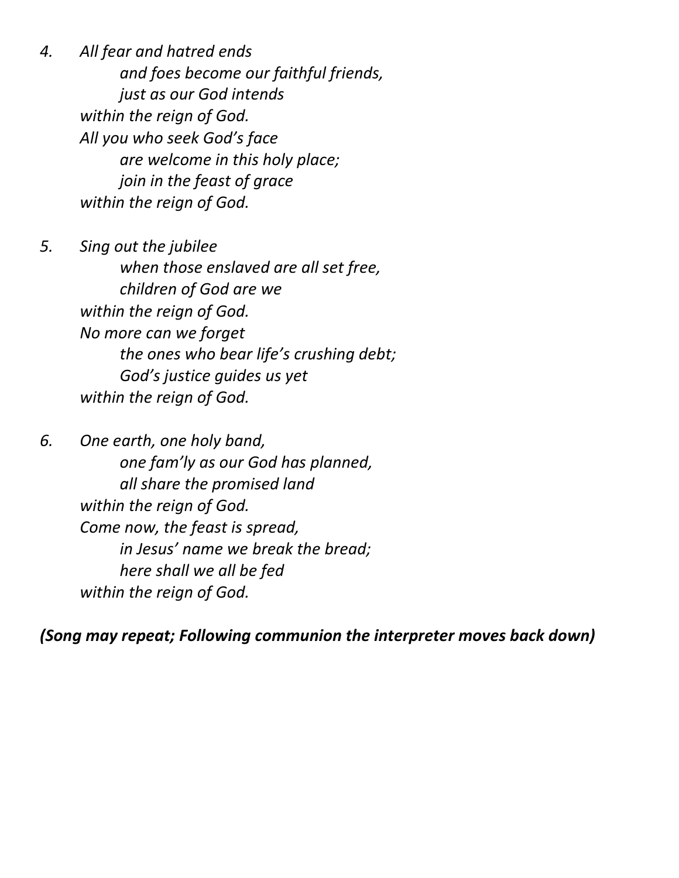4. *All fear and hatred ends*
   *and foes become our faithful friends,*
   *just as our God intends*
   *within the reign of God.*
   *All you who seek God's face*
   *are welcome in this holy place;*
   *join in the feast of grace*
   *within the reign of God.*

5. *Sing out the jubilee*
   *when those enslaved are all set free,*
   *children of God are we*
   *within the reign of God.*
   *No more can we forget*
   *the ones who bear life's crushing debt;*
   *God's justice guides us yet*
   *within the reign of God.*

6. *One earth, one holy band,*
   *one fam'ly as our God has planned,*
   *all share the promised land*
   *within the reign of God.*
   *Come now, the feast is spread,*
   *in Jesus' name we break the bread;*
   *here shall we all be fed*
   *within the reign of God.*

***(Song may repeat; Following communion the interpreter moves back down)***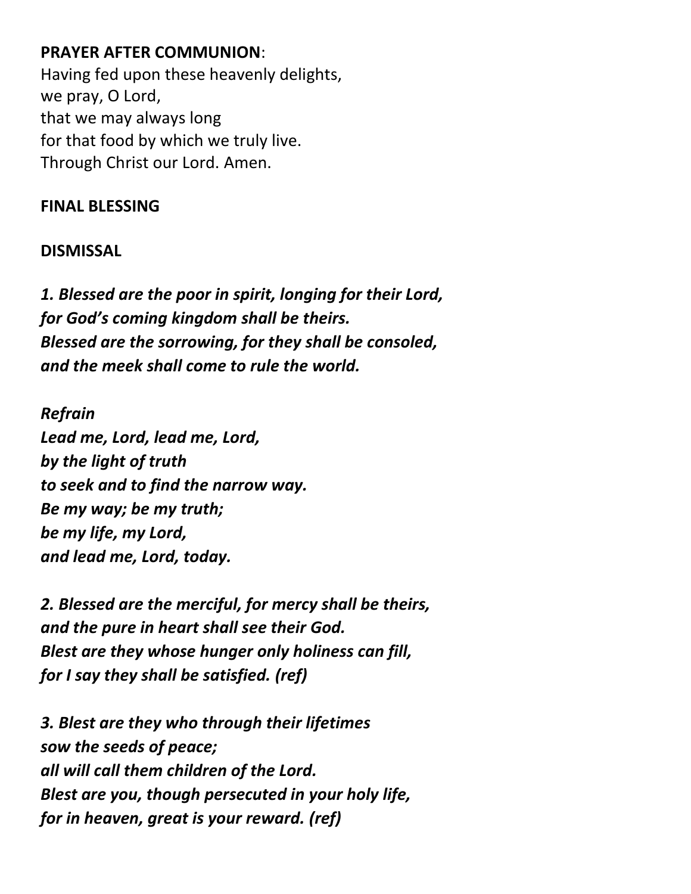**PRAYER AFTER COMMUNION**:
Having fed upon these heavenly delights,
we pray, O Lord,
that we may always long
for that food by which we truly live.
Through Christ our Lord. Amen.

**FINAL BLESSING**

**DISMISSAL**

***1. Blessed are the poor in spirit, longing for their Lord,***
***for God's coming kingdom shall be theirs.***
***Blessed are the sorrowing, for they shall be consoled,***
***and the meek shall come to rule the world.***

***Refrain***
***Lead me, Lord, lead me, Lord,***
***by the light of truth***
***to seek and to find the narrow way.***
***Be my way; be my truth;***
***be my life, my Lord,***
***and lead me, Lord, today.***

***2. Blessed are the merciful, for mercy shall be theirs,***
***and the pure in heart shall see their God.***
***Blest are they whose hunger only holiness can fill,***
***for I say they shall be satisfied. (ref)***

***3. Blest are they who through their lifetimes***
***sow the seeds of peace;***
***all will call them children of the Lord.***
***Blest are you, though persecuted in your holy life,***
***for in heaven, great is your reward. (ref)***